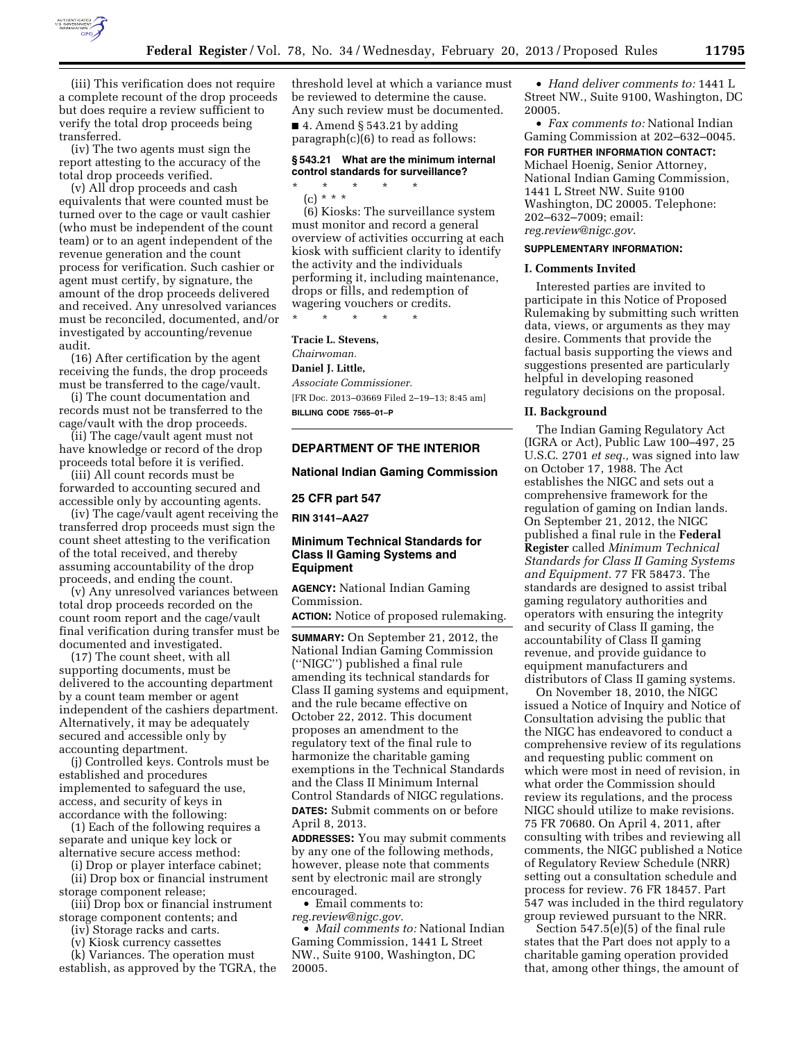(iii) This verification does not require a complete recount of the drop proceeds but does require a review sufficient to verify the total drop proceeds being transferred.

(iv) The two agents must sign the report attesting to the accuracy of the total drop proceeds verified.

(v) All drop proceeds and cash equivalents that were counted must be turned over to the cage or vault cashier (who must be independent of the count team) or to an agent independent of the revenue generation and the count process for verification. Such cashier or agent must certify, by signature, the amount of the drop proceeds delivered and received. Any unresolved variances must be reconciled, documented, and/or investigated by accounting/revenue audit.

(16) After certification by the agent receiving the funds, the drop proceeds must be transferred to the cage/vault.

(i) The count documentation and records must not be transferred to the cage/vault with the drop proceeds.

(ii) The cage/vault agent must not have knowledge or record of the drop proceeds total before it is verified.

(iii) All count records must be forwarded to accounting secured and accessible only by accounting agents.

(iv) The cage/vault agent receiving the transferred drop proceeds must sign the count sheet attesting to the verification of the total received, and thereby assuming accountability of the drop proceeds, and ending the count.

(v) Any unresolved variances between total drop proceeds recorded on the count room report and the cage/vault final verification during transfer must be documented and investigated.

(17) The count sheet, with all supporting documents, must be delivered to the accounting department by a count team member or agent independent of the cashiers department. Alternatively, it may be adequately secured and accessible only by accounting department.

(j) Controlled keys. Controls must be established and procedures implemented to safeguard the use, access, and security of keys in accordance with the following:

(1) Each of the following requires a separate and unique key lock or alternative secure access method:

(i) Drop or player interface cabinet;

(ii) Drop box or financial instrument storage component release;

(iii) Drop box or financial instrument storage component contents; and

(iv) Storage racks and carts.

(v) Kiosk currency cassettes

(k) Variances. The operation must establish, as approved by the TGRA, the threshold level at which a variance must be reviewed to determine the cause. Any such review must be documented.

■ 4. Amend § 543.21 by adding paragraph(c)(6) to read as follows:

**§ 543.21 What are the minimum internal control standards for surveillance?**

\* \* \* \* \*

(c) \* \* \*

(6) Kiosks: The surveillance system must monitor and record a general overview of activities occurring at each kiosk with sufficient clarity to identify the activity and the individuals performing it, including maintenance, drops or fills, and redemption of wagering vouchers or credits.

\* \* \* \* \*

**Tracie L. Stevens,**
*Chairwoman.*

**Daniel J. Little,**
*Associate Commissioner.*

[FR Doc. 2013–03669 Filed 2–19–13; 8:45 am]

**BILLING CODE 7565–01–P**

---

## DEPARTMENT OF THE INTERIOR

### National Indian Gaming Commission

### 25 CFR part 547

### RIN 3141–AA27

## Minimum Technical Standards for Class II Gaming Systems and Equipment

**AGENCY:** National Indian Gaming Commission.

**ACTION:** Notice of proposed rulemaking.

**SUMMARY:** On September 21, 2012, the National Indian Gaming Commission (''NIGC'') published a final rule amending its technical standards for Class II gaming systems and equipment, and the rule became effective on October 22, 2012. This document proposes an amendment to the regulatory text of the final rule to harmonize the charitable gaming exemptions in the Technical Standards and the Class II Minimum Internal Control Standards of NIGC regulations.

**DATES:** Submit comments on or before April 8, 2013.

**ADDRESSES:** You may submit comments by any one of the following methods, however, please note that comments sent by electronic mail are strongly encouraged.

- Email comments to: *reg.review@nigc.gov*.
- *Mail comments to:* National Indian Gaming Commission, 1441 L Street NW., Suite 9100, Washington, DC 20005.
- *Hand deliver comments to:* 1441 L Street NW., Suite 9100, Washington, DC 20005.
- *Fax comments to:* National Indian Gaming Commission at 202–632–0045.

**FOR FURTHER INFORMATION CONTACT:** Michael Hoenig, Senior Attorney, National Indian Gaming Commission, 1441 L Street NW. Suite 9100 Washington, DC 20005. Telephone: 202–632–7009; email: *reg.review@nigc.gov*.

**SUPPLEMENTARY INFORMATION:**

### I. Comments Invited

Interested parties are invited to participate in this Notice of Proposed Rulemaking by submitting such written data, views, or arguments as they may desire. Comments that provide the factual basis supporting the views and suggestions presented are particularly helpful in developing reasoned regulatory decisions on the proposal.

### II. Background

The Indian Gaming Regulatory Act (IGRA or Act), Public Law 100–497, 25 U.S.C. 2701 *et seq.,* was signed into law on October 17, 1988. The Act establishes the NIGC and sets out a comprehensive framework for the regulation of gaming on Indian lands. On September 21, 2012, the NIGC published a final rule in the **Federal Register** called *Minimum Technical Standards for Class II Gaming Systems and Equipment.* 77 FR 58473. The standards are designed to assist tribal gaming regulatory authorities and operators with ensuring the integrity and security of Class II gaming, the accountability of Class II gaming revenue, and provide guidance to equipment manufacturers and distributors of Class II gaming systems.

On November 18, 2010, the NIGC issued a Notice of Inquiry and Notice of Consultation advising the public that the NIGC has endeavored to conduct a comprehensive review of its regulations and requesting public comment on which were most in need of revision, in what order the Commission should review its regulations, and the process NIGC should utilize to make revisions. 75 FR 70680. On April 4, 2011, after consulting with tribes and reviewing all comments, the NIGC published a Notice of Regulatory Review Schedule (NRR) setting out a consultation schedule and process for review. 76 FR 18457. Part 547 was included in the third regulatory group reviewed pursuant to the NRR.

Section 547.5(e)(5) of the final rule states that the Part does not apply to a charitable gaming operation provided that, among other things, the amount of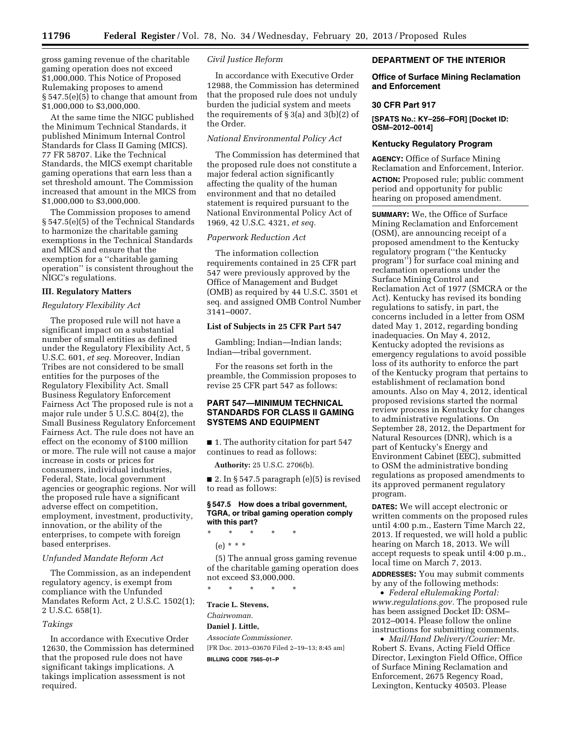gross gaming revenue of the charitable gaming operation does not exceed $1,000,000. This Notice of Proposed Rulemaking proposes to amend § 547.5(e)(5) to change that amount from $1,000,000 to $3,000,000.

At the same time the NIGC published the Minimum Technical Standards, it published Minimum Internal Control Standards for Class II Gaming (MICS). 77 FR 58707. Like the Technical Standards, the MICS exempt charitable gaming operations that earn less than a set threshold amount. The Commission increased that amount in the MICS from $1,000,000 to $3,000,000.

The Commission proposes to amend § 547.5(e)(5) of the Technical Standards to harmonize the charitable gaming exemptions in the Technical Standards and MICS and ensure that the exemption for a ''charitable gaming operation'' is consistent throughout the NIGC's regulations.

### III. Regulatory Matters

*Regulatory Flexibility Act*

The proposed rule will not have a significant impact on a substantial number of small entities as defined under the Regulatory Flexibility Act, 5 U.S.C. 601, *et seq.* Moreover, Indian Tribes are not considered to be small entities for the purposes of the Regulatory Flexibility Act. Small Business Regulatory Enforcement Fairness Act The proposed rule is not a major rule under 5 U.S.C. 804(2), the Small Business Regulatory Enforcement Fairness Act. The rule does not have an effect on the economy of $100 million or more. The rule will not cause a major increase in costs or prices for consumers, individual industries, Federal, State, local government agencies or geographic regions. Nor will the proposed rule have a significant adverse effect on competition, employment, investment, productivity, innovation, or the ability of the enterprises, to compete with foreign based enterprises.

*Unfunded Mandate Reform Act*

The Commission, as an independent regulatory agency, is exempt from compliance with the Unfunded Mandates Reform Act, 2 U.S.C. 1502(1); 2 U.S.C. 658(1).

*Takings*

In accordance with Executive Order 12630, the Commission has determined that the proposed rule does not have significant takings implications. A takings implication assessment is not required.

*Civil Justice Reform*

In accordance with Executive Order 12988, the Commission has determined that the proposed rule does not unduly burden the judicial system and meets the requirements of § 3(a) and 3(b)(2) of the Order.

*National Environmental Policy Act*

The Commission has determined that the proposed rule does not constitute a major federal action significantly affecting the quality of the human environment and that no detailed statement is required pursuant to the National Environmental Policy Act of 1969, 42 U.S.C. 4321, *et seq.*

*Paperwork Reduction Act*

The information collection requirements contained in 25 CFR part 547 were previously approved by the Office of Management and Budget (OMB) as required by 44 U.S.C. 3501 et seq. and assigned OMB Control Number 3141–0007.

### List of Subjects in 25 CFR Part 547

Gambling; Indian—Indian lands; Indian—tribal government.

For the reasons set forth in the preamble, the Commission proposes to revise 25 CFR part 547 as follows:

## PART 547—MINIMUM TECHNICAL STANDARDS FOR CLASS II GAMING SYSTEMS AND EQUIPMENT

■ 1. The authority citation for part 547 continues to read as follows:

**Authority:** 25 U.S.C. 2706(b).

■ 2. In § 547.5 paragraph (e)(5) is revised to read as follows:

#### § 547.5 How does a tribal government, TGRA, or tribal gaming operation comply with this part?

\* \* \* \* \*

(e) \* \* \*

(5) The annual gross gaming revenue of the charitable gaming operation does not exceed $3,000,000.

\* \* \* \* \*

**Tracie L. Stevens,**

*Chairwoman.*

**Daniel J. Little,**

*Associate Commissioner.*

[FR Doc. 2013–03670 Filed 2–19–13; 8:45 am]

**BILLING CODE 7565–01–P**

## DEPARTMENT OF THE INTERIOR

### Office of Surface Mining Reclamation and Enforcement

### 30 CFR Part 917

**[SPATS No.: KY–256–FOR] [Docket ID: OSM–2012–0014]**

### Kentucky Regulatory Program

**AGENCY:** Office of Surface Mining Reclamation and Enforcement, Interior.

**ACTION:** Proposed rule; public comment period and opportunity for public hearing on proposed amendment.

**SUMMARY:** We, the Office of Surface Mining Reclamation and Enforcement (OSM), are announcing receipt of a proposed amendment to the Kentucky regulatory program (''the Kentucky program'') for surface coal mining and reclamation operations under the Surface Mining Control and Reclamation Act of 1977 (SMCRA or the Act). Kentucky has revised its bonding regulations to satisfy, in part, the concerns included in a letter from OSM dated May 1, 2012, regarding bonding inadequacies. On May 4, 2012, Kentucky adopted the revisions as emergency regulations to avoid possible loss of its authority to enforce the part of the Kentucky program that pertains to establishment of reclamation bond amounts. Also on May 4, 2012, identical proposed revisions started the normal review process in Kentucky for changes to administrative regulations. On September 28, 2012, the Department for Natural Resources (DNR), which is a part of Kentucky's Energy and Environment Cabinet (EEC), submitted to OSM the administrative bonding regulations as proposed amendments to its approved permanent regulatory program.

**DATES:** We will accept electronic or written comments on the proposed rules until 4:00 p.m., Eastern Time March 22, 2013. If requested, we will hold a public hearing on March 18, 2013. We will accept requests to speak until 4:00 p.m., local time on March 7, 2013.

**ADDRESSES:** You may submit comments by any of the following methods:

- *Federal eRulemaking Portal: www.regulations.gov.* The proposed rule has been assigned Docket ID: OSM–2012–0014. Please follow the online instructions for submitting comments.
- *Mail/Hand Delivery/Courier:* Mr. Robert S. Evans, Acting Field Office Director, Lexington Field Office, Office of Surface Mining Reclamation and Enforcement, 2675 Regency Road, Lexington, Kentucky 40503. Please